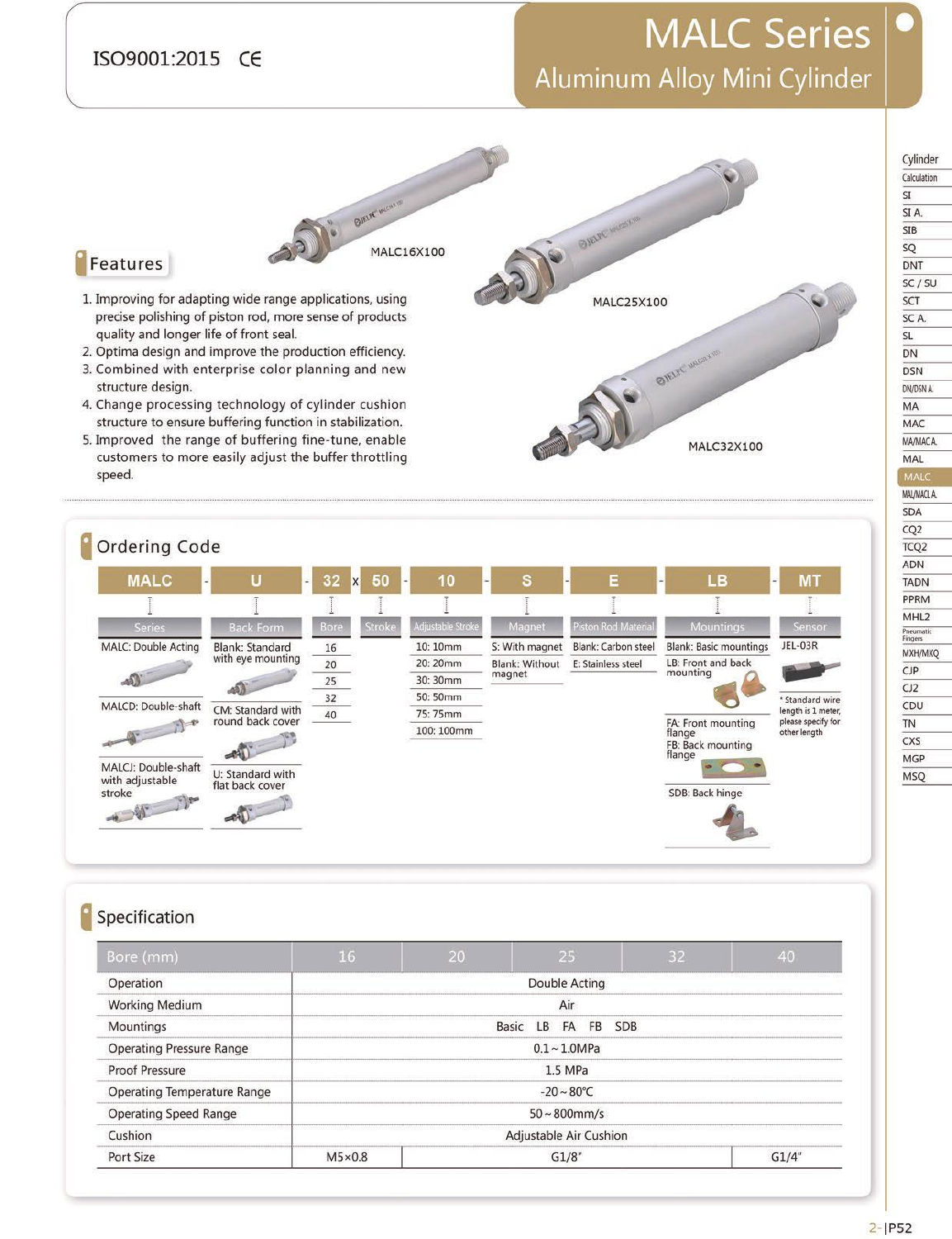ISO9001:2015 CE

# MALC Series
## Aluminum Alloy Mini Cylinder

MALC16X100

MALC25X100

MALC32X100

## Features

1. Improving for adapting wide range applications, using precise polishing of piston rod, more sense of products quality and longer life of front seal.
2. Optima design and improve the production efficiency.
3. Combined with enterprise color planning and new structure design.
4. Change processing technology of cylinder cushion structure to ensure buffering function in stabilization.
5. Improved the range of buffering fine-tune, enable customers to more easily adjust the buffer throttling speed.

## Ordering Code

MALC - U - 32 x 50 - 10 - S - E - LB - MT

| Series | Back Form | Bore | Stroke | Adjustable Stroke | Magnet | Piston Rod Material | Mountings | Sensor |
|---|---|---|---|---|---|---|---|---|
| MALC: Double Acting | Blank: Standard with eye mounting | 16 | | 10: 10mm | S: With magnet | Blank: Carbon steel | Blank: Basic mountings | JEL-03R |
| MALCD: Double-shaft | CM: Standard with round back cover | 20 | | 20: 20mm | Blank: Without magnet | E: Stainless steel | LB: Front and back mounting | * Standard wire length is 1 meter, please specify for other length |
| MALCJ: Double-shaft with adjustable stroke | U: Standard with flat back cover | 25 | | 30: 30mm | | | FA: Front mounting flange<br>FB: Back mounting flange | |
| | | 32 | | 50: 50mm | | | SDB: Back hinge | |
| | | 40 | | 75: 75mm | | | | |
| | | | | 100: 100mm | | | | |

## Specification

| Bore (mm) | 16 | 20 | 25 | 32 | 40 |
|---|---|---|---|---|---|
| Operation | Double Acting | | | | |
| Working Medium | Air | | | | |
| Mountings | Basic LB FA FB SDB | | | | |
| Operating Pressure Range | 0.1~1.0MPa | | | | |
| Proof Pressure | 1.5 MPa | | | | |
| Operating Temperature Range | -20~80℃ | | | | |
| Operating Speed Range | 50~800mm/s | | | | |
| Cushion | Adjustable Air Cushion | | | | |
| Port Size | M5×0.8 | G1/8" | | | G1/4" |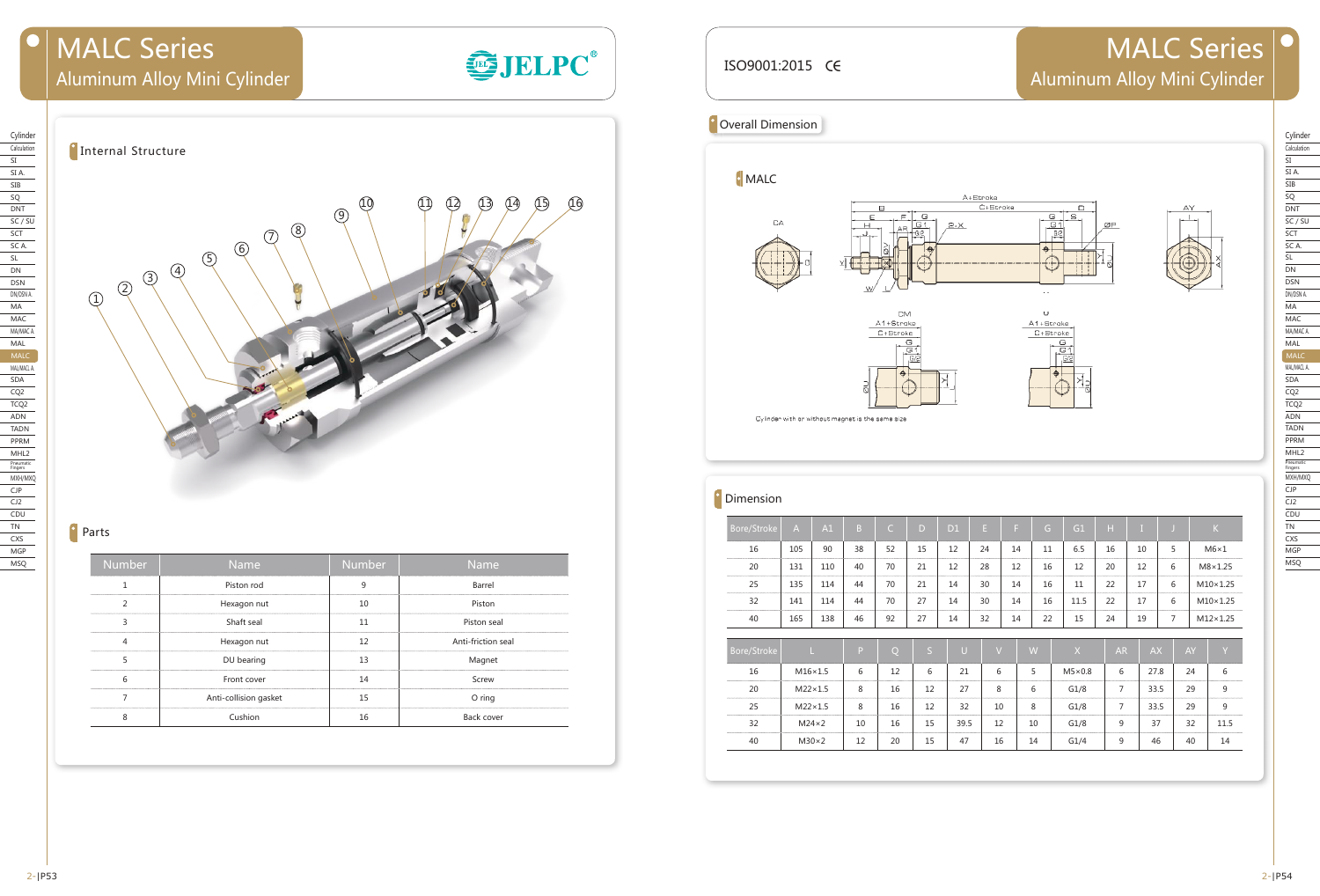# MALC Series
## Aluminum Alloy Mini Cylinder

### Internal Structure

### Parts

| Number | Name | Number | Name |
|---|---|---|---|
| 1 | Piston rod | 9 | Barrel |
| 2 | Hexagon nut | 10 | Piston |
| 3 | Shaft seal | 11 | Piston seal |
| 4 | Hexagon nut | 12 | Anti-friction seal |
| 5 | DU bearing | 13 | Magnet |
| 6 | Front cover | 14 | Screw |
| 7 | Anti-collision gasket | 15 | O ring |
| 8 | Cushion | 16 | Back cover |

ISO9001:2015 CE

# MALC Series
## Aluminum Alloy Mini Cylinder

### Overall Dimension

MALC

Cylinder with or without magnet is the same size

### Dimension

| Bore/Stroke | A | A1 | B | C | D | D1 | E | F | G | G1 | H | I | J | K |
|---|---|---|---|---|---|---|---|---|---|---|---|---|---|---|
| 16 | 105 | 90 | 38 | 52 | 15 | 12 | 24 | 14 | 11 | 6.5 | 16 | 10 | 5 | M6×1 |
| 20 | 131 | 110 | 40 | 70 | 21 | 12 | 28 | 12 | 16 | 12 | 20 | 12 | 6 | M8×1.25 |
| 25 | 135 | 114 | 44 | 70 | 21 | 14 | 30 | 14 | 16 | 11 | 22 | 17 | 6 | M10×1.25 |
| 32 | 141 | 114 | 44 | 70 | 27 | 14 | 30 | 14 | 16 | 11.5 | 22 | 17 | 6 | M10×1.25 |
| 40 | 165 | 138 | 46 | 92 | 27 | 14 | 32 | 14 | 22 | 15 | 24 | 19 | 7 | M12×1.25 |

| Bore/Stroke | L | P | Q | S | U | V | W | X | AR | AX | AY | Y |
|---|---|---|---|---|---|---|---|---|---|---|---|---|
| 16 | M16×1.5 | 6 | 12 | 6 | 21 | 6 | 5 | M5×0.8 | 6 | 27.8 | 24 | 6 |
| 20 | M22×1.5 | 8 | 16 | 12 | 27 | 8 | 6 | G1/8 | 7 | 33.5 | 29 | 9 |
| 25 | M22×1.5 | 8 | 16 | 12 | 32 | 10 | 8 | G1/8 | 7 | 33.5 | 29 | 9 |
| 32 | M24×2 | 10 | 16 | 15 | 39.5 | 12 | 10 | G1/8 | 9 | 37 | 32 | 11.5 |
| 40 | M30×2 | 12 | 20 | 15 | 47 | 16 | 14 | G1/4 | 9 | 46 | 40 | 14 |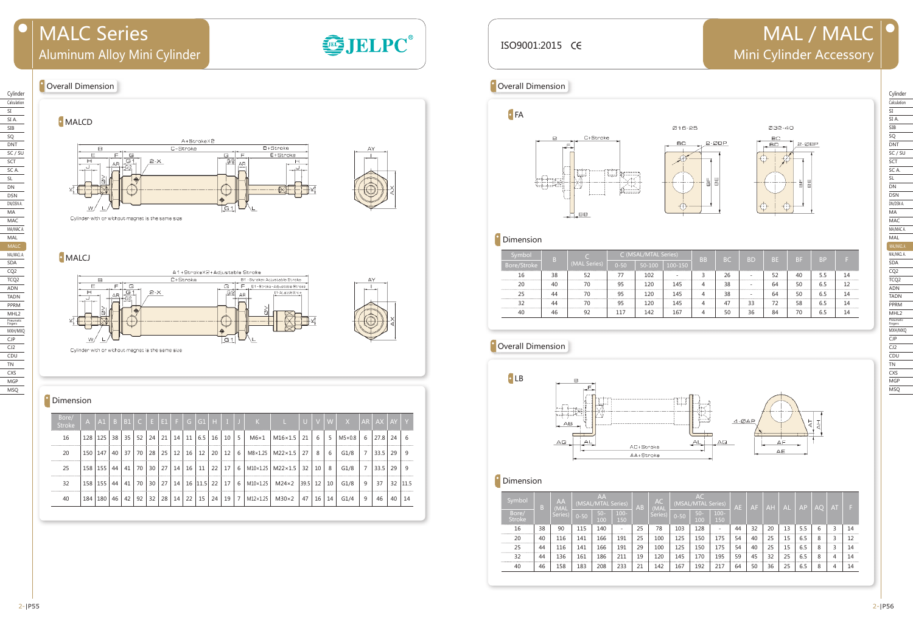# MALC Series
## Aluminum Alloy Mini Cylinder

JELPC®

### Overall Dimension

#### MALCD

A+Stroke×2

C+Stroke

B+Stroke

E+Stroke

Cylinder with or without magnet is the same size

#### MALCJ

A1+Stroke×2+Adjustable Stroke

B1+Stroke+Adjustable Stroke

E1+Stroke+Adjustable Stroke

Cylinder with or without magnet is the same size

### Dimension

| Bore/Stroke | A | A1 | B | B1 | C | E | E1 | F | G | G1 | H | I | J | K | L | U | V | W | X | AR | AX | AY | Y |
|---|---|---|---|---|---|---|---|---|---|---|---|---|---|---|---|---|---|---|---|---|---|---|---|
| 16 | 128 | 125 | 38 | 35 | 52 | 24 | 21 | 14 | 11 | 6.5 | 16 | 10 | 5 | M6×1 | M16×1.5 | 21 | 6 | 5 | M5×0.8 | 6 | 27.8 | 24 | 6 |
| 20 | 150 | 147 | 40 | 37 | 70 | 28 | 25 | 12 | 16 | 12 | 20 | 12 | 6 | M8×1.25 | M22×1.5 | 27 | 8 | 6 | G1/8 | 7 | 33.5 | 29 | 9 |
| 25 | 158 | 155 | 44 | 41 | 70 | 30 | 27 | 14 | 16 | 11 | 22 | 17 | 6 | M10×1.25 | M22×1.5 | 32 | 10 | 8 | G1/8 | 7 | 33.5 | 29 | 9 |
| 32 | 158 | 155 | 44 | 41 | 70 | 30 | 27 | 14 | 16 | 11.5 | 22 | 17 | 6 | M10×1.25 | M24×2 | 39.5 | 12 | 10 | G1/8 | 9 | 37 | 32 | 11.5 |
| 40 | 184 | 180 | 46 | 42 | 92 | 32 | 28 | 14 | 22 | 15 | 24 | 19 | 7 | M12×1.25 | M30×2 | 47 | 16 | 14 | G1/4 | 9 | 46 | 40 | 14 |

ISO9001:2015 CE

# MAL / MALC
## Mini Cylinder Accessory

### Overall Dimension

#### FA

Ø16-25 Ø32-40

C+Stroke

2-ØBP

### Dimension

| Symbol / Bore/Stroke | B | C (MAL Series) | C (MSAL/MTAL Series) 0-50 | 50-100 | 100-150 | BB | BC | BD | BE | BF | BP | F |
|---|---|---|---|---|---|---|---|---|---|---|---|---|
| 16 | 38 | 52 | 77 | 102 | - | 3 | 26 | - | 52 | 40 | 5.5 | 14 |
| 20 | 40 | 70 | 95 | 120 | 145 | 4 | 38 | - | 64 | 50 | 6.5 | 12 |
| 25 | 44 | 70 | 95 | 120 | 145 | 4 | 38 | - | 64 | 50 | 6.5 | 14 |
| 32 | 44 | 70 | 95 | 120 | 145 | 4 | 47 | 33 | 72 | 58 | 6.5 | 14 |
| 40 | 46 | 92 | 117 | 142 | 167 | 4 | 50 | 36 | 84 | 70 | 6.5 | 14 |

### Overall Dimension

#### LB

AC+Stroke

AA+Stroke

4-ØAP

### Dimension

| Symbol / Bore/Stroke | B | AA (MAL Series) | AA (MSAL/MTAL Series) 0-50 | 50-100 | 100-150 | AB | AC (MAL Series) | AC (MSAL/MTAL Series) 0-50 | 50-100 | 100-150 | AE | AF | AH | AL | AP | AQ | AT | F |
|---|---|---|---|---|---|---|---|---|---|---|---|---|---|---|---|---|---|---|
| 16 | 38 | 90 | 115 | 140 | - | 25 | 78 | 103 | 128 | - | 44 | 32 | 20 | 13 | 5.5 | 6 | 3 | 14 |
| 20 | 40 | 116 | 141 | 166 | 191 | 25 | 100 | 125 | 150 | 175 | 54 | 40 | 25 | 15 | 6.5 | 8 | 3 | 12 |
| 25 | 44 | 116 | 141 | 166 | 191 | 29 | 100 | 125 | 150 | 175 | 54 | 40 | 25 | 15 | 6.5 | 8 | 3 | 14 |
| 32 | 44 | 136 | 161 | 186 | 211 | 19 | 120 | 145 | 170 | 195 | 59 | 45 | 32 | 25 | 6.5 | 8 | 4 | 14 |
| 40 | 46 | 158 | 183 | 208 | 233 | 21 | 142 | 167 | 192 | 217 | 64 | 50 | 36 | 25 | 6.5 | 8 | 4 | 14 |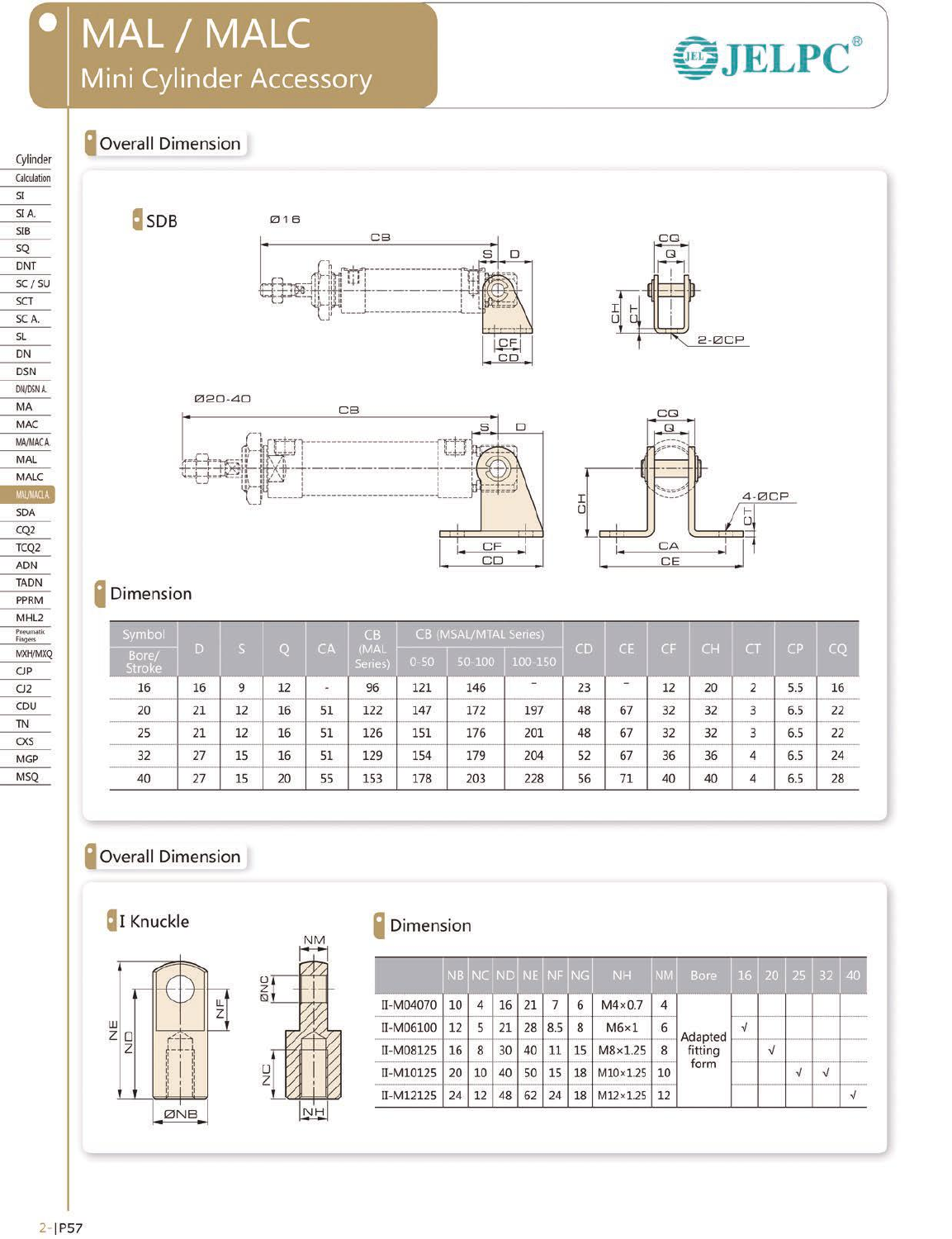# MAL / MALC

Mini Cylinder Accessory

## Overall Dimension

### SDB

Ø16

CB S D CQ Q CH CT CF CD 2-ØCP

Ø20-40

CB S D CQ Q CH CT 4-ØCP CF CD CA CE

### Dimension

| Symbol / Bore/Stroke | D | S | Q | CA | CB (MAL Series) | CB (MSAL/MTAL Series) 0-50 | 50-100 | 100-150 | CD | CE | CF | CH | CT | CP | CQ |
|---|---|---|---|---|---|---|---|---|---|---|---|---|---|---|---|
| 16 | 16 | 9 | 12 | - | 96 | 121 | 146 | - | 23 | - | 12 | 20 | 2 | 5.5 | 16 |
| 20 | 21 | 12 | 16 | 51 | 122 | 147 | 172 | 197 | 48 | 67 | 32 | 32 | 3 | 6.5 | 22 |
| 25 | 21 | 12 | 16 | 51 | 126 | 151 | 176 | 201 | 48 | 67 | 32 | 32 | 3 | 6.5 | 22 |
| 32 | 27 | 15 | 16 | 51 | 129 | 154 | 179 | 204 | 52 | 67 | 36 | 36 | 4 | 6.5 | 24 |
| 40 | 27 | 15 | 20 | 55 | 153 | 178 | 203 | 228 | 56 | 71 | 40 | 40 | 4 | 6.5 | 28 |

## Overall Dimension

### I Knuckle

NE ND NF ØNB NM ØNC NC NH

### Dimension

| | NB | NC | ND | NE | NF | NG | NH | NM | Bore | 16 | 20 | 25 | 32 | 40 |
|---|---|---|---|---|---|---|---|---|---|---|---|---|---|---|
| II-M04070 | 10 | 4 | 16 | 21 | 7 | 6 | M4×0.7 | 4 | Adapted fitting form | | | | | |
| II-M06100 | 12 | 5 | 21 | 28 | 8.5 | 8 | M6×1 | 6 | | √ | | | | |
| II-M08125 | 16 | 8 | 30 | 40 | 11 | 15 | M8×1.25 | 8 | | | √ | | | |
| II-M10125 | 20 | 10 | 40 | 50 | 15 | 18 | M10×1.25 | 10 | | | | √ | √ | |
| II-M12125 | 24 | 12 | 48 | 62 | 24 | 18 | M12×1.25 | 12 | | | | | | √ |